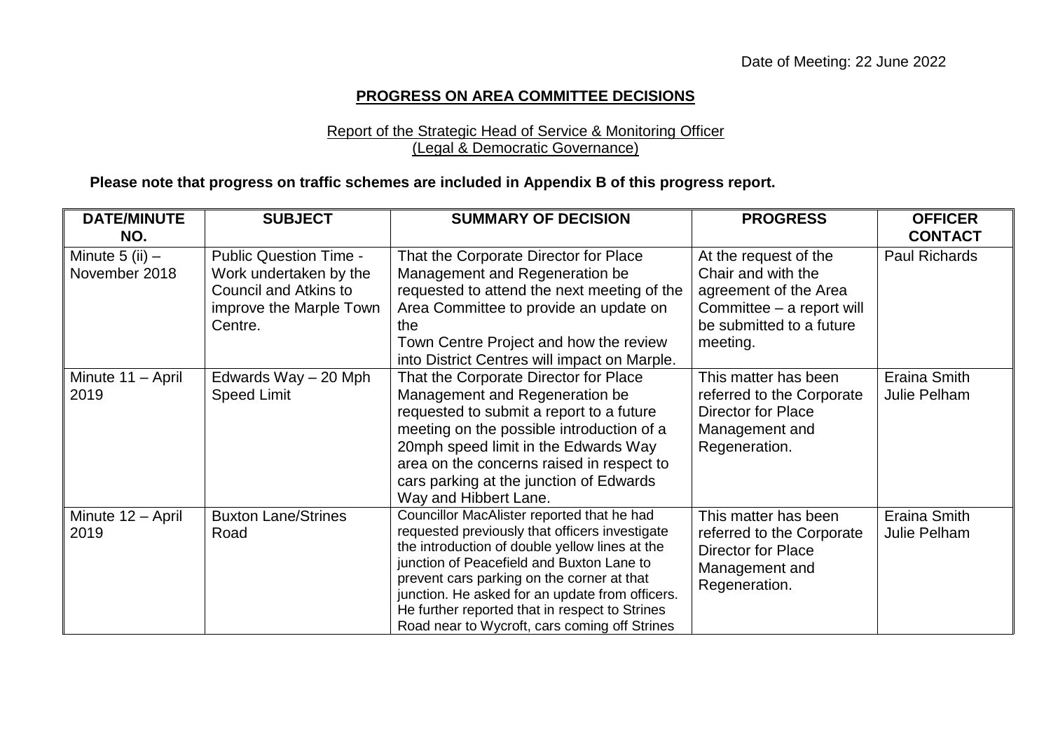Date of Meeting: 22 June 2022

## PROGRESS ON AREA COMMITTEE DECISIONS

Report of the Strategic Head of Service & Monitoring Officer
(Legal & Democratic Governance)

**Please note that progress on traffic schemes are included in Appendix B of this progress report.**

| DATE/MINUTE NO. | SUBJECT | SUMMARY OF DECISION | PROGRESS | OFFICER CONTACT |
|---|---|---|---|---|
| Minute 5 (ii) – November 2018 | Public Question Time - Work undertaken by the Council and Atkins to improve the Marple Town Centre. | That the Corporate Director for Place Management and Regeneration be requested to attend the next meeting of the Area Committee to provide an update on the Town Centre Project and how the review into District Centres will impact on Marple. | At the request of the Chair and with the agreement of the Area Committee – a report will be submitted to a future meeting. | Paul Richards |
| Minute 11 – April 2019 | Edwards Way – 20 Mph Speed Limit | That the Corporate Director for Place Management and Regeneration be requested to submit a report to a future meeting on the possible introduction of a 20mph speed limit in the Edwards Way area on the concerns raised in respect to cars parking at the junction of Edwards Way and Hibbert Lane. | This matter has been referred to the Corporate Director for Place Management and Regeneration. | Eraina Smith Julie Pelham |
| Minute 12 – April 2019 | Buxton Lane/Strines Road | Councillor MacAlister reported that he had requested previously that officers investigate the introduction of double yellow lines at the junction of Peacefield and Buxton Lane to prevent cars parking on the corner at that junction. He asked for an update from officers. He further reported that in respect to Strines Road near to Wycroft, cars coming off Strines | This matter has been referred to the Corporate Director for Place Management and Regeneration. | Eraina Smith Julie Pelham |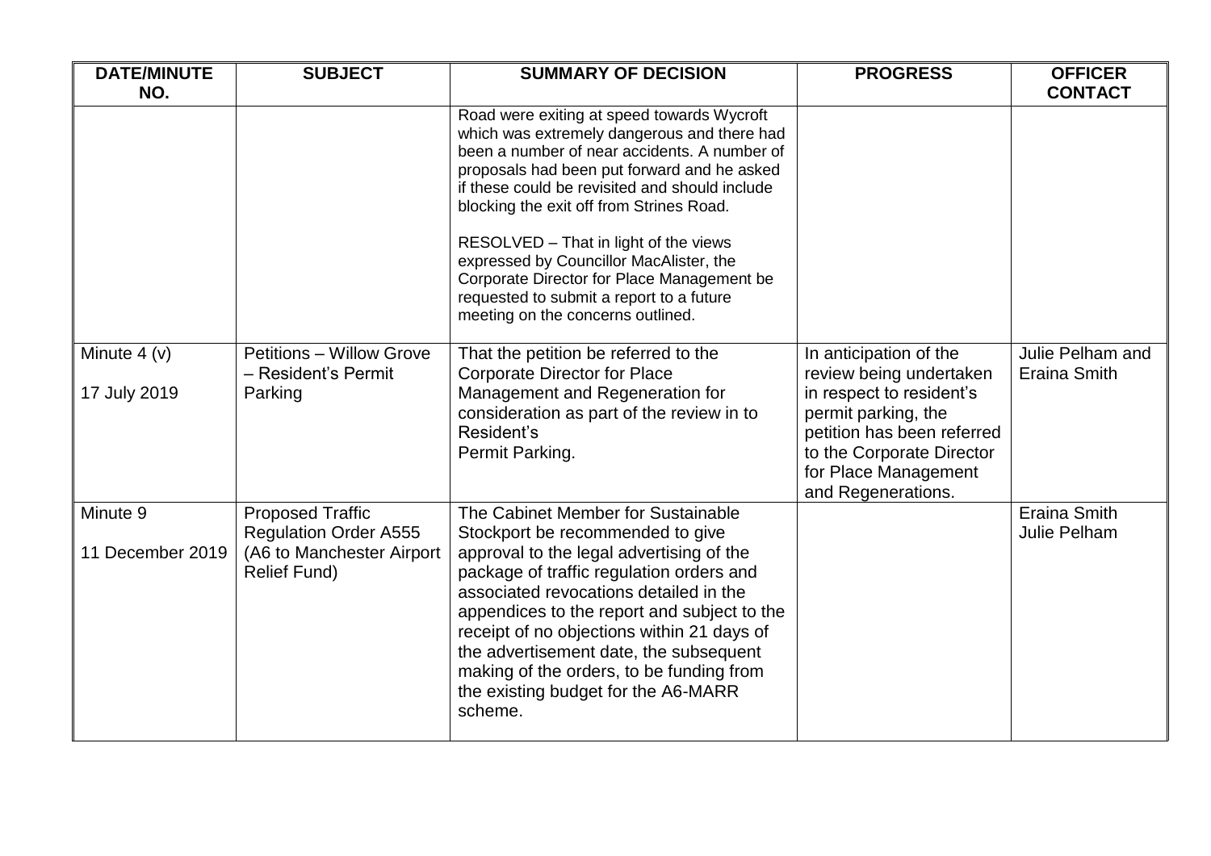| DATE/MINUTE NO. | SUBJECT | SUMMARY OF DECISION | PROGRESS | OFFICER CONTACT |
|---|---|---|---|---|
| | | Road were exiting at speed towards Wycroft which was extremely dangerous and there had been a number of near accidents. A number of proposals had been put forward and he asked if these could be revisited and should include blocking the exit off from Strines Road.<br><br>RESOLVED – That in light of the views expressed by Councillor MacAlister, the Corporate Director for Place Management be requested to submit a report to a future meeting on the concerns outlined. | | |
| Minute 4 (v)<br><br>17 July 2019 | Petitions – Willow Grove – Resident's Permit Parking | That the petition be referred to the Corporate Director for Place Management and Regeneration for consideration as part of the review in to Resident's Permit Parking. | In anticipation of the review being undertaken in respect to resident's permit parking, the petition has been referred to the Corporate Director for Place Management and Regenerations. | Julie Pelham and Eraina Smith |
| Minute 9<br><br>11 December 2019 | Proposed Traffic Regulation Order A555 (A6 to Manchester Airport Relief Fund) | The Cabinet Member for Sustainable Stockport be recommended to give approval to the legal advertising of the package of traffic regulation orders and associated revocations detailed in the appendices to the report and subject to the receipt of no objections within 21 days of the advertisement date, the subsequent making of the orders, to be funding from the existing budget for the A6-MARR scheme. | | Eraina Smith<br>Julie Pelham |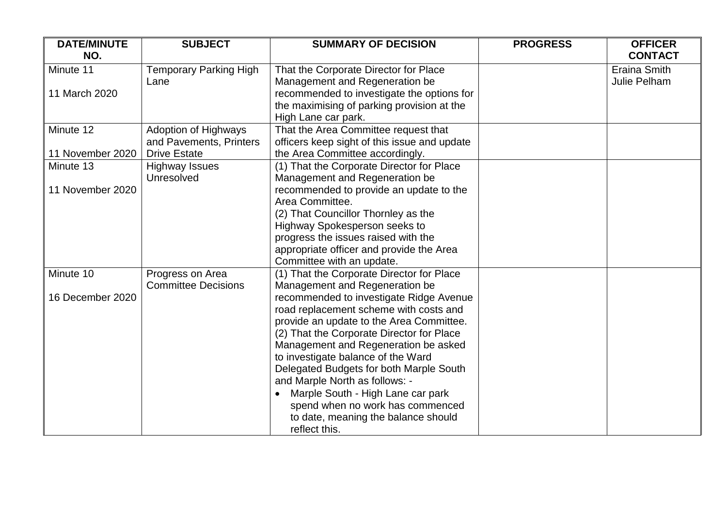| DATE/MINUTE NO. | SUBJECT | SUMMARY OF DECISION | PROGRESS | OFFICER CONTACT |
|---|---|---|---|---|
| Minute 11<br><br>11 March 2020 | Temporary Parking High Lane | That the Corporate Director for Place Management and Regeneration be recommended to investigate the options for the maximising of parking provision at the High Lane car park. | | Eraina Smith<br>Julie Pelham |
| Minute 12<br><br>11 November 2020 | Adoption of Highways and Pavements, Printers Drive Estate | That the Area Committee request that officers keep sight of this issue and update the Area Committee accordingly. | | |
| Minute 13<br><br>11 November 2020 | Highway Issues Unresolved | (1) That the Corporate Director for Place Management and Regeneration be recommended to provide an update to the Area Committee.<br>(2) That Councillor Thornley as the Highway Spokesperson seeks to progress the issues raised with the appropriate officer and provide the Area Committee with an update. | | |
| Minute 10<br><br>16 December 2020 | Progress on Area Committee Decisions | (1) That the Corporate Director for Place Management and Regeneration be recommended to investigate Ridge Avenue road replacement scheme with costs and provide an update to the Area Committee.<br>(2) That the Corporate Director for Place Management and Regeneration be asked to investigate balance of the Ward Delegated Budgets for both Marple South and Marple North as follows: -<br>• Marple South - High Lane car park spend when no work has commenced to date, meaning the balance should reflect this. | | |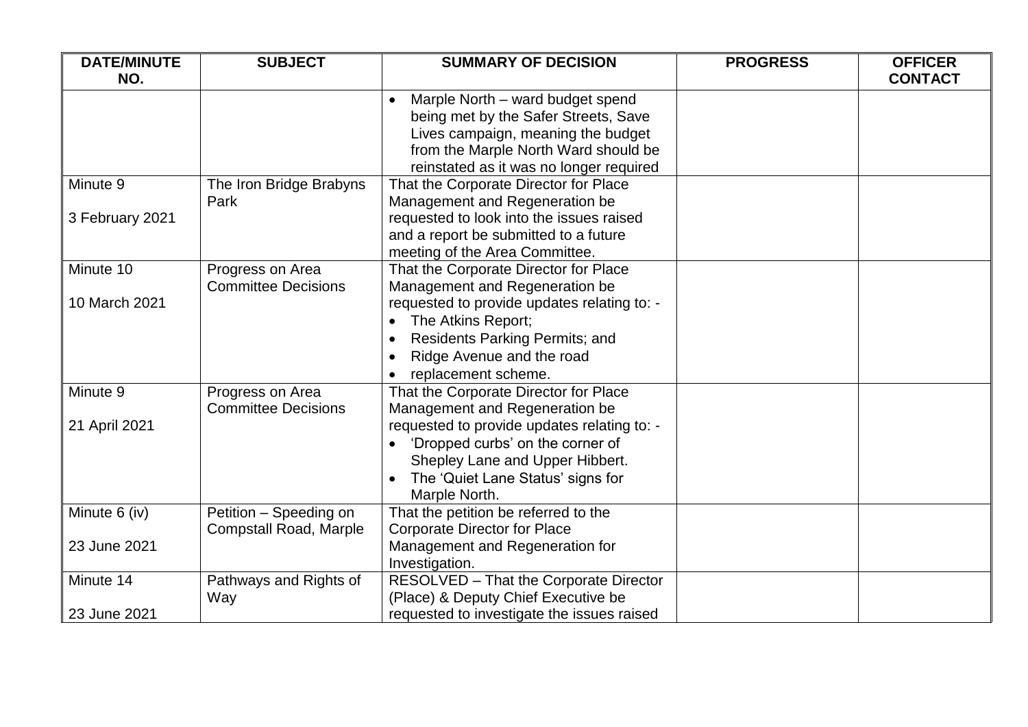| DATE/MINUTE NO. | SUBJECT | SUMMARY OF DECISION | PROGRESS | OFFICER CONTACT |
|---|---|---|---|---|
| | | • Marple North – ward budget spend being met by the Safer Streets, Save Lives campaign, meaning the budget from the Marple North Ward should be reinstated as it was no longer required | | |
| Minute 9<br><br>3 February 2021 | The Iron Bridge Brabyns Park | That the Corporate Director for Place Management and Regeneration be requested to look into the issues raised and a report be submitted to a future meeting of the Area Committee. | | |
| Minute 10<br><br>10 March 2021 | Progress on Area Committee Decisions | That the Corporate Director for Place Management and Regeneration be requested to provide updates relating to: -<br>• The Atkins Report;<br>• Residents Parking Permits; and<br>• Ridge Avenue and the road<br>• replacement scheme. | | |
| Minute 9<br><br>21 April 2021 | Progress on Area Committee Decisions | That the Corporate Director for Place Management and Regeneration be requested to provide updates relating to: -<br>• 'Dropped curbs' on the corner of Shepley Lane and Upper Hibbert.<br>• The 'Quiet Lane Status' signs for Marple North. | | |
| Minute 6 (iv)<br><br>23 June 2021 | Petition – Speeding on Compstall Road, Marple | That the petition be referred to the Corporate Director for Place Management and Regeneration for Investigation. | | |
| Minute 14<br><br>23 June 2021 | Pathways and Rights of Way | RESOLVED – That the Corporate Director (Place) & Deputy Chief Executive be requested to investigate the issues raised | | |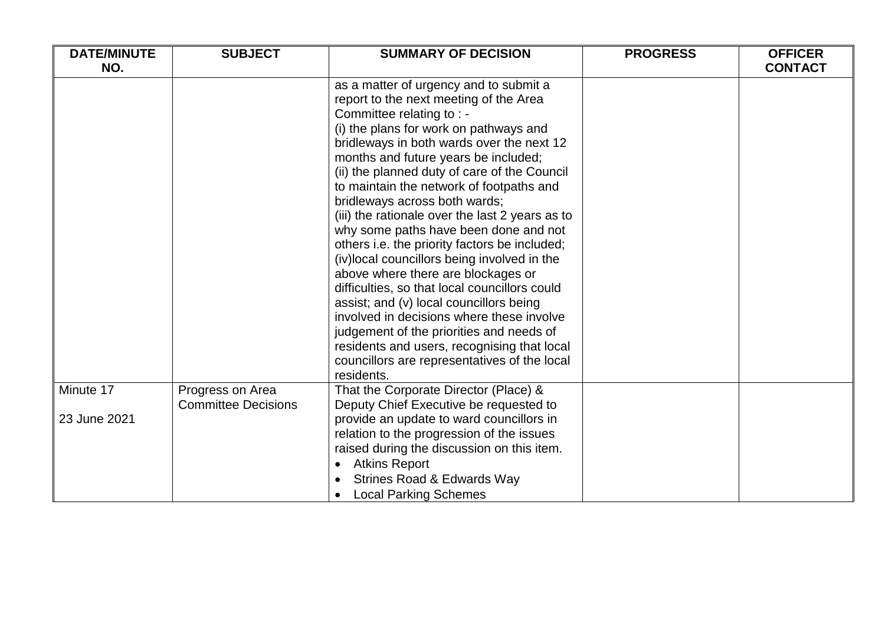| DATE/MINUTE NO. | SUBJECT | SUMMARY OF DECISION | PROGRESS | OFFICER CONTACT |
|---|---|---|---|---|
| | | as a matter of urgency and to submit a report to the next meeting of the Area Committee relating to : - <br>(i) the plans for work on pathways and bridleways in both wards over the next 12 months and future years be included; <br>(ii) the planned duty of care of the Council to maintain the network of footpaths and bridleways across both wards; <br>(iii) the rationale over the last 2 years as to why some paths have been done and not others i.e. the priority factors be included; <br>(iv)local councillors being involved in the above where there are blockages or difficulties, so that local councillors could assist; and (v) local councillors being involved in decisions where these involve judgement of the priorities and needs of residents and users, recognising that local councillors are representatives of the local residents. | | |
| Minute 17<br><br>23 June 2021 | Progress on Area Committee Decisions | That the Corporate Director (Place) & Deputy Chief Executive be requested to provide an update to ward councillors in relation to the progression of the issues raised during the discussion on this item.<br>• Atkins Report<br>• Strines Road & Edwards Way<br>• Local Parking Schemes | | |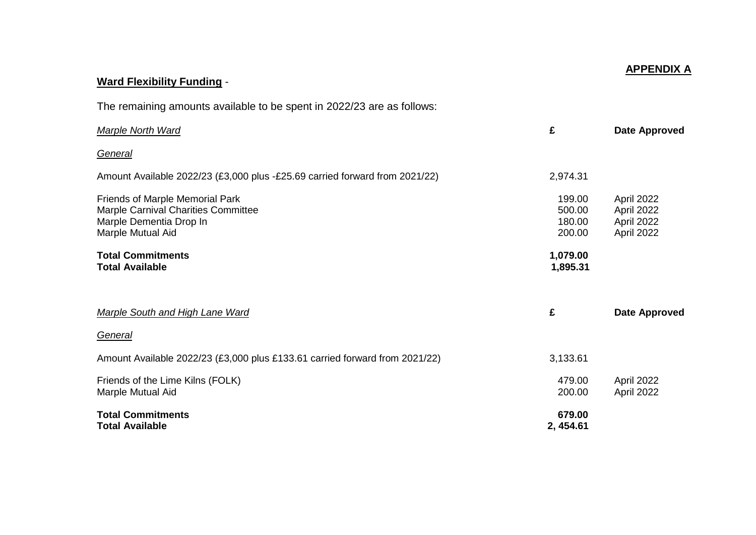**APPENDIX A**

**Ward Flexibility Funding** -

The remaining amounts available to be spent in 2022/23 are as follows:

| *Marple North Ward* | **£** | **Date Approved** |
|---|---|---|
| *General* | | |
| Amount Available 2022/23 (£3,000 plus -£25.69 carried forward from 2021/22) | 2,974.31 | |
| Friends of Marple Memorial Park | 199.00 | April 2022 |
| Marple Carnival Charities Committee | 500.00 | April 2022 |
| Marple Dementia Drop In | 180.00 | April 2022 |
| Marple Mutual Aid | 200.00 | April 2022 |
| **Total Commitments** | **1,079.00** | |
| **Total Available** | **1,895.31** | |

| *Marple South and High Lane Ward* | **£** | **Date Approved** |
|---|---|---|
| *General* | | |
| Amount Available 2022/23 (£3,000 plus £133.61 carried forward from 2021/22) | 3,133.61 | |
| Friends of the Lime Kilns (FOLK) | 479.00 | April 2022 |
| Marple Mutual Aid | 200.00 | April 2022 |
| **Total Commitments** | **679.00** | |
| **Total Available** | **2, 454.61** | |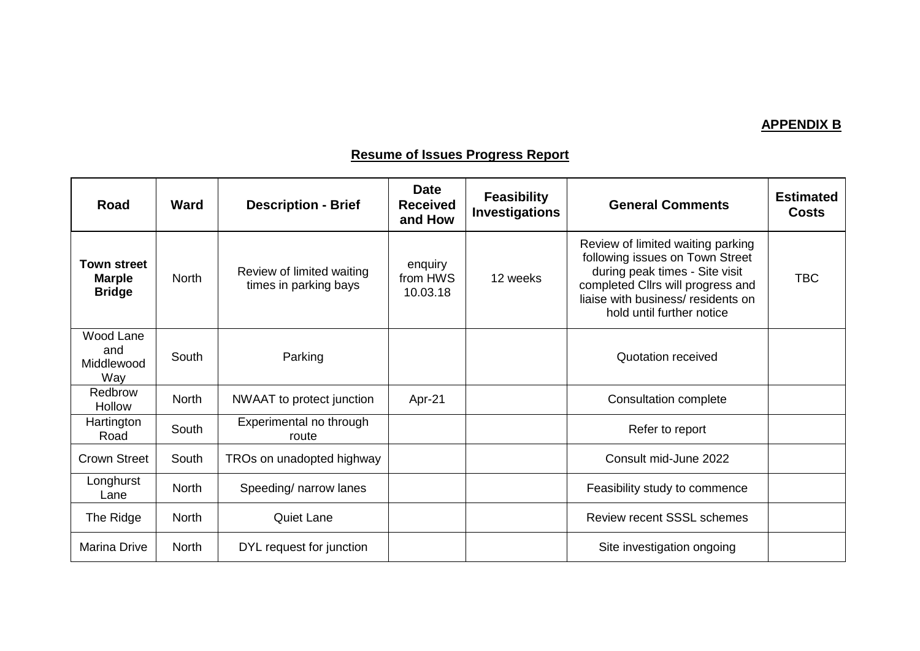**APPENDIX B**

**Resume of Issues Progress Report**

| Road | Ward | Description - Brief | Date Received and How | Feasibility Investigations | General Comments | Estimated Costs |
|---|---|---|---|---|---|---|
| **Town street Marple Bridge** | North | Review of limited waiting times in parking bays | enquiry from HWS 10.03.18 | 12 weeks | Review of limited waiting parking following issues on Town Street during peak times - Site visit completed Cllrs will progress and liaise with business/ residents on hold until further notice | TBC |
| Wood Lane and Middlewood Way | South | Parking | | | Quotation received | |
| Redbrow Hollow | North | NWAAT to protect junction | Apr-21 | | Consultation complete | |
| Hartington Road | South | Experimental no through route | | | Refer to report | |
| Crown Street | South | TROs on unadopted highway | | | Consult mid-June 2022 | |
| Longhurst Lane | North | Speeding/ narrow lanes | | | Feasibility study to commence | |
| The Ridge | North | Quiet Lane | | | Review recent SSSL schemes | |
| Marina Drive | North | DYL request for junction | | | Site investigation ongoing | |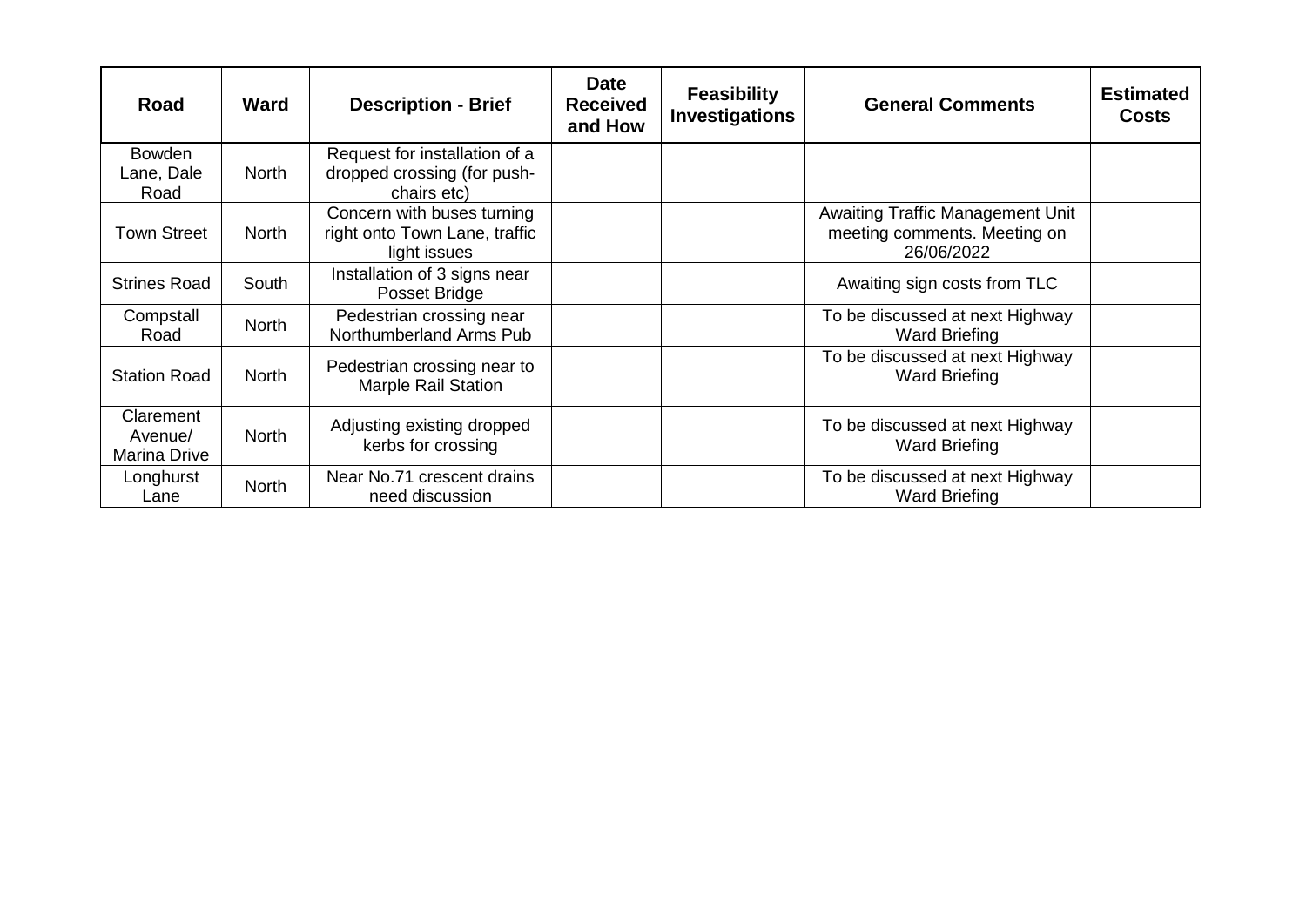| Road | Ward | Description - Brief | Date Received and How | Feasibility Investigations | General Comments | Estimated Costs |
| --- | --- | --- | --- | --- | --- | --- |
| Bowden Lane, Dale Road | North | Request for installation of a dropped crossing (for push-chairs etc) | | | | |
| Town Street | North | Concern with buses turning right onto Town Lane, traffic light issues | | | Awaiting Traffic Management Unit meeting comments. Meeting on 26/06/2022 | |
| Strines Road | South | Installation of 3 signs near Posset Bridge | | | Awaiting sign costs from TLC | |
| Compstall Road | North | Pedestrian crossing near Northumberland Arms Pub | | | To be discussed at next Highway Ward Briefing | |
| Station Road | North | Pedestrian crossing near to Marple Rail Station | | | To be discussed at next Highway Ward Briefing | |
| Clarement Avenue/ Marina Drive | North | Adjusting existing dropped kerbs for crossing | | | To be discussed at next Highway Ward Briefing | |
| Longhurst Lane | North | Near No.71 crescent drains need discussion | | | To be discussed at next Highway Ward Briefing | |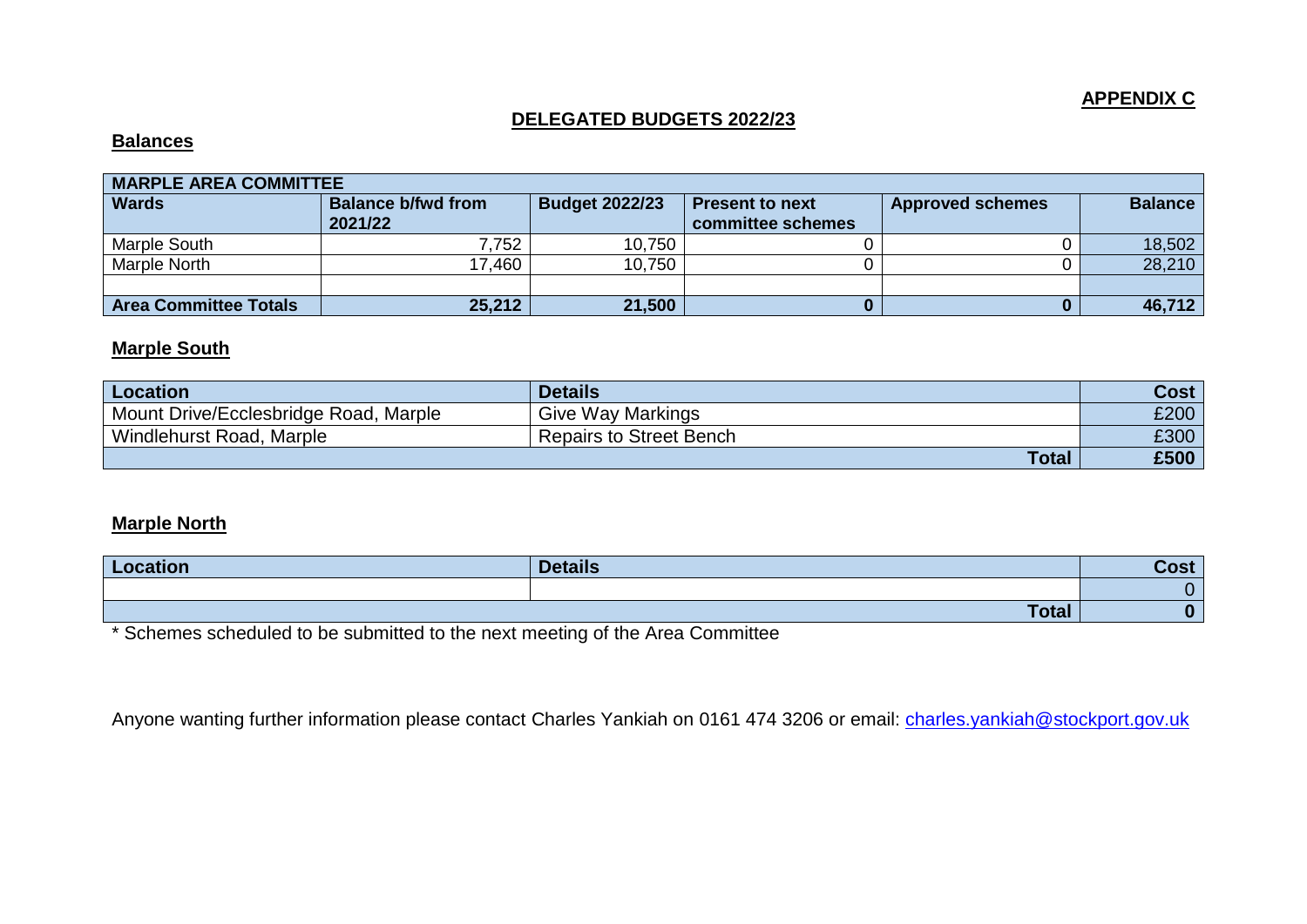**APPENDIX C**

## DELEGATED BUDGETS 2022/23

### Balances

| MARPLE AREA COMMITTEE | | | | | |
|---|---|---|---|---|---|
| **Wards** | **Balance b/fwd from 2021/22** | **Budget 2022/23** | **Present to next committee schemes** | **Approved schemes** | **Balance** |
| Marple South | 7,752 | 10,750 | 0 | 0 | 18,502 |
| Marple North | 17,460 | 10,750 | 0 | 0 | 28,210 |
| | | | | | |
| **Area Committee Totals** | **25,212** | **21,500** | **0** | **0** | **46,712** |

### Marple South

| Location | Details | Cost |
|---|---|---|
| Mount Drive/Ecclesbridge Road, Marple | Give Way Markings | £200 |
| Windlehurst Road, Marple | Repairs to Street Bench | £300 |
| | **Total** | **£500** |

### Marple North

| Location | Details | Cost |
|---|---|---|
| | | 0 |
| | **Total** | **0** |

\* Schemes scheduled to be submitted to the next meeting of the Area Committee

Anyone wanting further information please contact Charles Yankiah on 0161 474 3206 or email: charles.yankiah@stockport.gov.uk